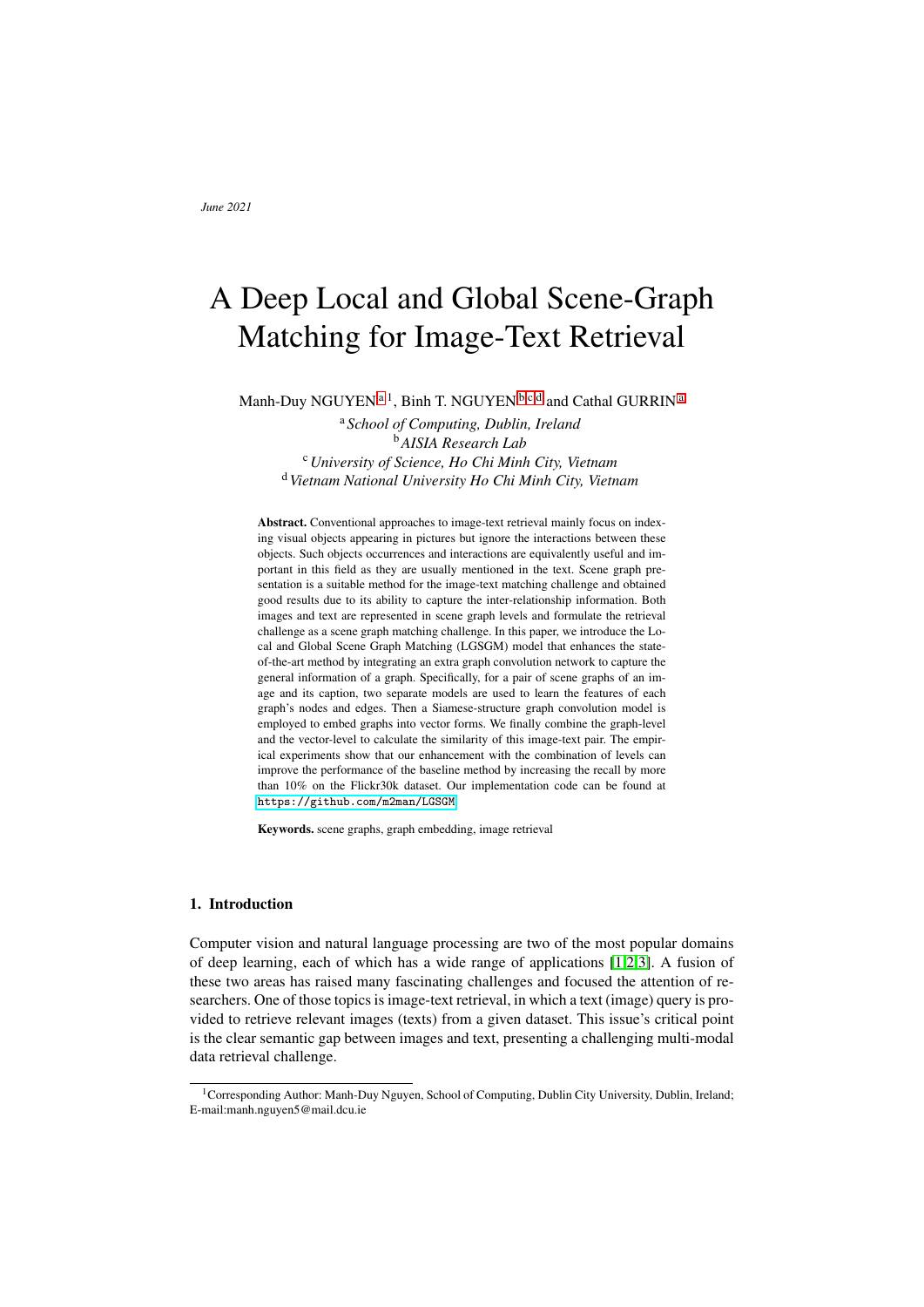June 2021

# A Deep Local and Global Scene-Graph Matching for Image-Text Retrieval

Manh-Duy NGUYEN [a,1], Binh T. NGUYEN [b,c,d] and Cathal GURRIN [a]

[a] *School of Computing, Dublin, Ireland*
[b] *AISIA Research Lab*
[c] *University of Science, Ho Chi Minh City, Vietnam*
[d] *Vietnam National University Ho Chi Minh City, Vietnam*

**Abstract.** Conventional approaches to image-text retrieval mainly focus on indexing visual objects appearing in pictures but ignore the interactions between these objects. Such objects occurrences and interactions are equivalently useful and important in this field as they are usually mentioned in the text. Scene graph presentation is a suitable method for the image-text matching challenge and obtained good results due to its ability to capture the inter-relationship information. Both images and text are represented in scene graph levels and formulate the retrieval challenge as a scene graph matching challenge. In this paper, we introduce the Local and Global Scene Graph Matching (LGSGM) model that enhances the state-of-the-art method by integrating an extra graph convolution network to capture the general information of a graph. Specifically, for a pair of scene graphs of an image and its caption, two separate models are used to learn the features of each graph's nodes and edges. Then a Siamese-structure graph convolution model is employed to embed graphs into vector forms. We finally combine the graph-level and the vector-level to calculate the similarity of this image-text pair. The empirical experiments show that our enhancement with the combination of levels can improve the performance of the baseline method by increasing the recall by more than 10% on the Flickr30k dataset. Our implementation code can be found at `https://github.com/m2man/LGSGM`

**Keywords.** scene graphs, graph embedding, image retrieval

## 1. Introduction

Computer vision and natural language processing are two of the most popular domains of deep learning, each of which has a wide range of applications [1,2,3]. A fusion of these two areas has raised many fascinating challenges and focused the attention of researchers. One of those topics is image-text retrieval, in which a text (image) query is provided to retrieve relevant images (texts) from a given dataset. This issue's critical point is the clear semantic gap between images and text, presenting a challenging multi-modal data retrieval challenge.

[1] Corresponding Author: Manh-Duy Nguyen, School of Computing, Dublin City University, Dublin, Ireland; E-mail:manh.nguyen5@mail.dcu.ie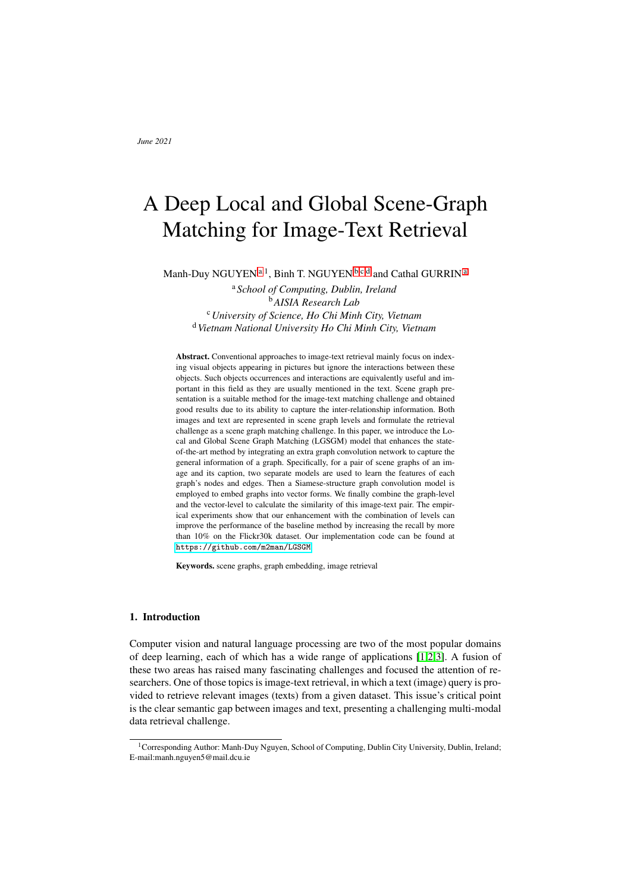June 2021

# A Deep Local and Global Scene-Graph Matching for Image-Text Retrieval

Manh-Duy NGUYEN [a] [1], Binh T. NGUYEN [b] [c] [d] and Cathal GURRIN [a]

[a] *School of Computing, Dublin, Ireland*
[b] *AISIA Research Lab*
[c] *University of Science, Ho Chi Minh City, Vietnam*
[d] *Vietnam National University Ho Chi Minh City, Vietnam*

**Abstract.** Conventional approaches to image-text retrieval mainly focus on indexing visual objects appearing in pictures but ignore the interactions between these objects. Such objects occurrences and interactions are equivalently useful and important in this field as they are usually mentioned in the text. Scene graph presentation is a suitable method for the image-text matching challenge and obtained good results due to its ability to capture the inter-relationship information. Both images and text are represented in scene graph levels and formulate the retrieval challenge as a scene graph matching challenge. In this paper, we introduce the Local and Global Scene Graph Matching (LGSGM) model that enhances the state-of-the-art method by integrating an extra graph convolution network to capture the general information of a graph. Specifically, for a pair of scene graphs of an image and its caption, two separate models are used to learn the features of each graph's nodes and edges. Then a Siamese-structure graph convolution model is employed to embed graphs into vector forms. We finally combine the graph-level and the vector-level to calculate the similarity of this image-text pair. The empirical experiments show that our enhancement with the combination of levels can improve the performance of the baseline method by increasing the recall by more than 10% on the Flickr30k dataset. Our implementation code can be found at `https://github.com/m2man/LGSGM`.

**Keywords.** scene graphs, graph embedding, image retrieval

## 1. Introduction

Computer vision and natural language processing are two of the most popular domains of deep learning, each of which has a wide range of applications [1,2,3]. A fusion of these two areas has raised many fascinating challenges and focused the attention of researchers. One of those topics is image-text retrieval, in which a text (image) query is provided to retrieve relevant images (texts) from a given dataset. This issue's critical point is the clear semantic gap between images and text, presenting a challenging multi-modal data retrieval challenge.

[1]Corresponding Author: Manh-Duy Nguyen, School of Computing, Dublin City University, Dublin, Ireland; E-mail:manh.nguyen5@mail.dcu.ie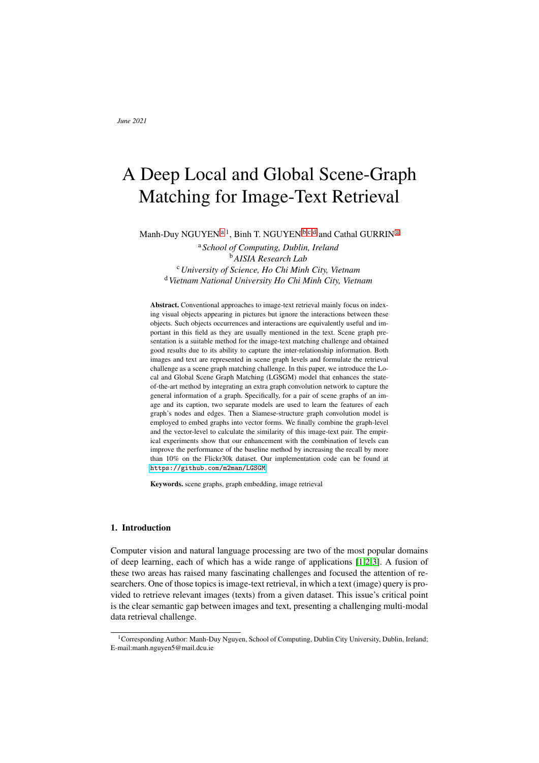June 2021

# A Deep Local and Global Scene-Graph Matching for Image-Text Retrieval

Manh-Duy NGUYEN [a] [1], Binh T. NGUYEN [b] [c] [d] and Cathal GURRIN [a]

[a] *School of Computing, Dublin, Ireland*
[b] *AISIA Research Lab*
[c] *University of Science, Ho Chi Minh City, Vietnam*
[d] *Vietnam National University Ho Chi Minh City, Vietnam*

**Abstract.** Conventional approaches to image-text retrieval mainly focus on indexing visual objects appearing in pictures but ignore the interactions between these objects. Such objects occurrences and interactions are equivalently useful and important in this field as they are usually mentioned in the text. Scene graph presentation is a suitable method for the image-text matching challenge and obtained good results due to its ability to capture the inter-relationship information. Both images and text are represented in scene graph levels and formulate the retrieval challenge as a scene graph matching challenge. In this paper, we introduce the Local and Global Scene Graph Matching (LGSGM) model that enhances the state-of-the-art method by integrating an extra graph convolution network to capture the general information of a graph. Specifically, for a pair of scene graphs of an image and its caption, two separate models are used to learn the features of each graph's nodes and edges. Then a Siamese-structure graph convolution model is employed to embed graphs into vector forms. We finally combine the graph-level and the vector-level to calculate the similarity of this image-text pair. The empirical experiments show that our enhancement with the combination of levels can improve the performance of the baseline method by increasing the recall by more than 10% on the Flickr30k dataset. Our implementation code can be found at https://github.com/m2man/LGSGM.

**Keywords.** scene graphs, graph embedding, image retrieval

## 1. Introduction

Computer vision and natural language processing are two of the most popular domains of deep learning, each of which has a wide range of applications [1,2,3]. A fusion of these two areas has raised many fascinating challenges and focused the attention of researchers. One of those topics is image-text retrieval, in which a text (image) query is provided to retrieve relevant images (texts) from a given dataset. This issue's critical point is the clear semantic gap between images and text, presenting a challenging multi-modal data retrieval challenge.

[1] Corresponding Author: Manh-Duy Nguyen, School of Computing, Dublin City University, Dublin, Ireland; E-mail:manh.nguyen5@mail.dcu.ie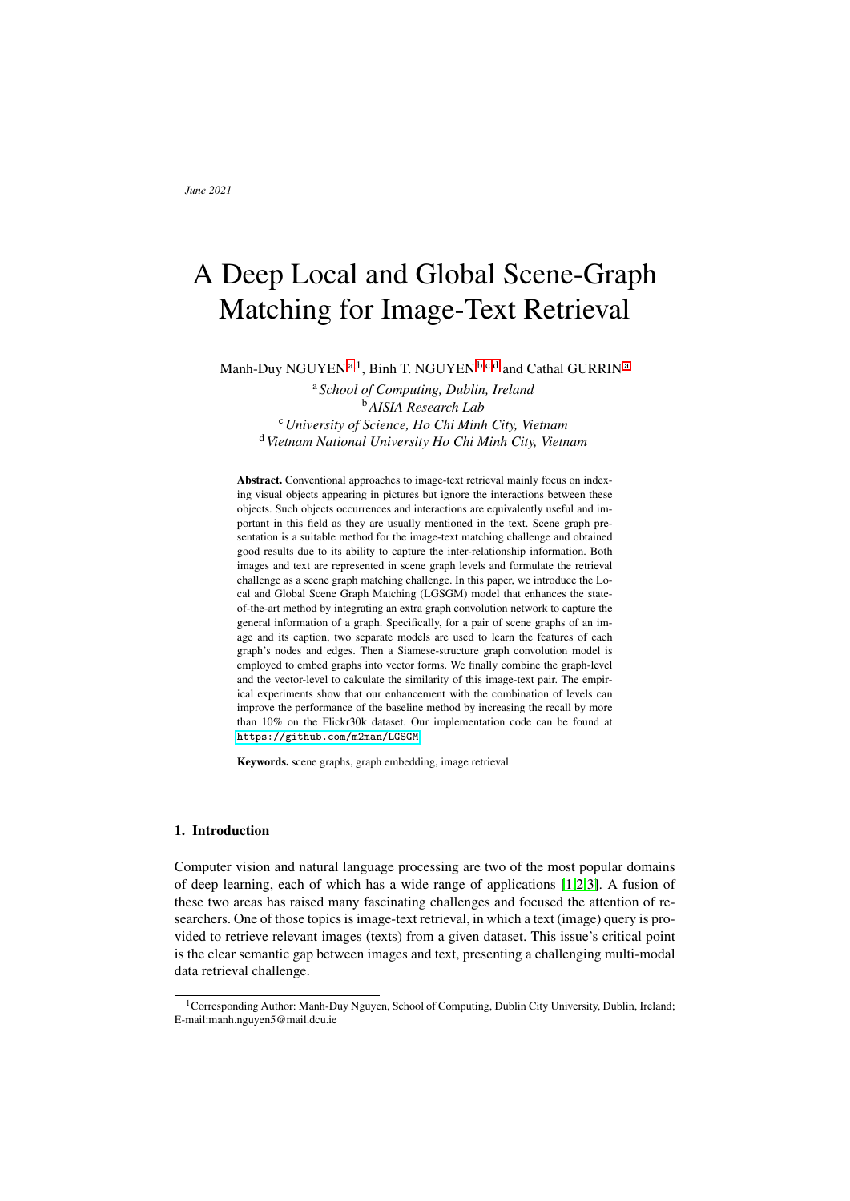June 2021

# A Deep Local and Global Scene-Graph Matching for Image-Text Retrieval

Manh-Duy NGUYEN [a] [1], Binh T. NGUYEN [b] [c] [d] and Cathal GURRIN [a]

[a] *School of Computing, Dublin, Ireland*
[b] *AISIA Research Lab*
[c] *University of Science, Ho Chi Minh City, Vietnam*
[d] *Vietnam National University Ho Chi Minh City, Vietnam*

**Abstract.** Conventional approaches to image-text retrieval mainly focus on indexing visual objects appearing in pictures but ignore the interactions between these objects. Such objects occurrences and interactions are equivalently useful and important in this field as they are usually mentioned in the text. Scene graph presentation is a suitable method for the image-text matching challenge and obtained good results due to its ability to capture the inter-relationship information. Both images and text are represented in scene graph levels and formulate the retrieval challenge as a scene graph matching challenge. In this paper, we introduce the Local and Global Scene Graph Matching (LGSGM) model that enhances the state-of-the-art method by integrating an extra graph convolution network to capture the general information of a graph. Specifically, for a pair of scene graphs of an image and its caption, two separate models are used to learn the features of each graph's nodes and edges. Then a Siamese-structure graph convolution model is employed to embed graphs into vector forms. We finally combine the graph-level and the vector-level to calculate the similarity of this image-text pair. The empirical experiments show that our enhancement with the combination of levels can improve the performance of the baseline method by increasing the recall by more than 10% on the Flickr30k dataset. Our implementation code can be found at `https://github.com/m2man/LGSGM`

**Keywords.** scene graphs, graph embedding, image retrieval

## 1. Introduction

Computer vision and natural language processing are two of the most popular domains of deep learning, each of which has a wide range of applications [1,2,3]. A fusion of these two areas has raised many fascinating challenges and focused the attention of researchers. One of those topics is image-text retrieval, in which a text (image) query is provided to retrieve relevant images (texts) from a given dataset. This issue's critical point is the clear semantic gap between images and text, presenting a challenging multi-modal data retrieval challenge.

[1] Corresponding Author: Manh-Duy Nguyen, School of Computing, Dublin City University, Dublin, Ireland; E-mail:manh.nguyen5@mail.dcu.ie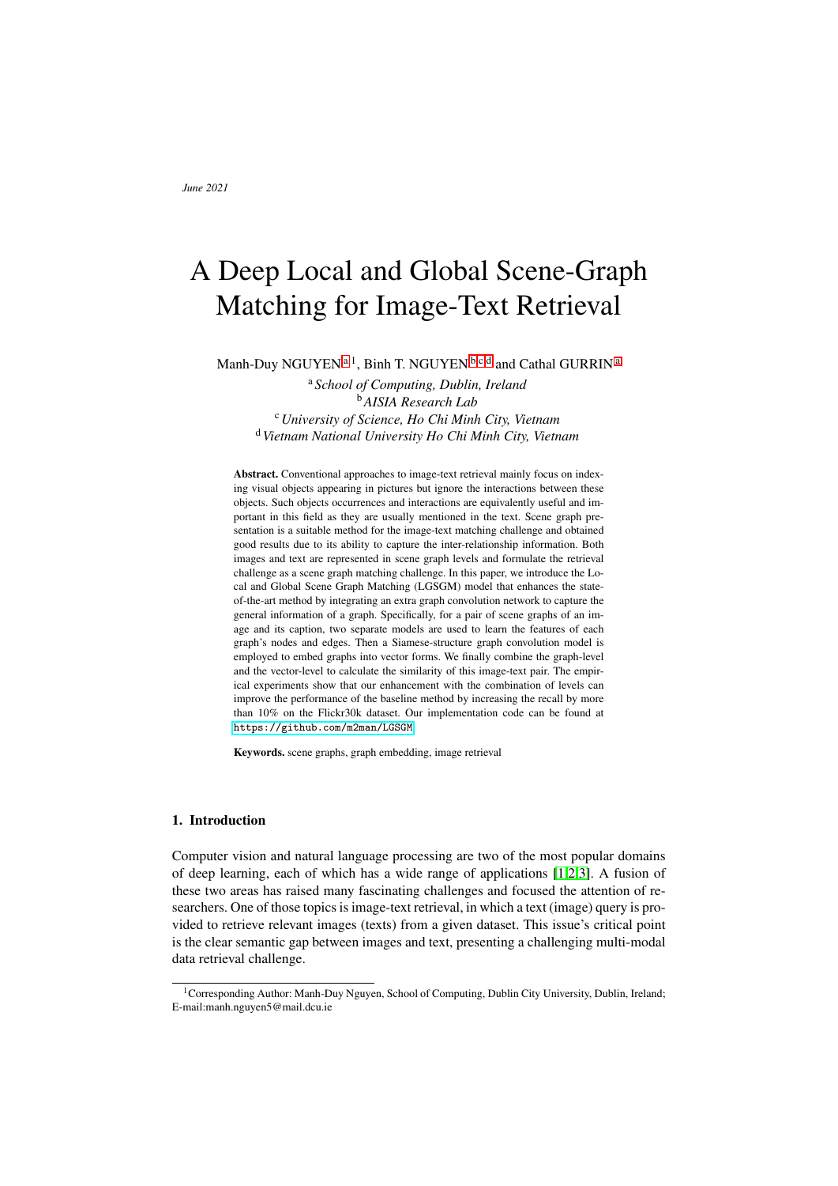June 2021

# A Deep Local and Global Scene-Graph Matching for Image-Text Retrieval

Manh-Duy NGUYEN [a] [1], Binh T. NGUYEN [b] [c] [d] and Cathal GURRIN [a]

[a] *School of Computing, Dublin, Ireland*
[b] *AISIA Research Lab*
[c] *University of Science, Ho Chi Minh City, Vietnam*
[d] *Vietnam National University Ho Chi Minh City, Vietnam*

**Abstract.** Conventional approaches to image-text retrieval mainly focus on indexing visual objects appearing in pictures but ignore the interactions between these objects. Such objects occurrences and interactions are equivalently useful and important in this field as they are usually mentioned in the text. Scene graph presentation is a suitable method for the image-text matching challenge and obtained good results due to its ability to capture the inter-relationship information. Both images and text are represented in scene graph levels and formulate the retrieval challenge as a scene graph matching challenge. In this paper, we introduce the Local and Global Scene Graph Matching (LGSGM) model that enhances the state-of-the-art method by integrating an extra graph convolution network to capture the general information of a graph. Specifically, for a pair of scene graphs of an image and its caption, two separate models are used to learn the features of each graph's nodes and edges. Then a Siamese-structure graph convolution model is employed to embed graphs into vector forms. We finally combine the graph-level and the vector-level to calculate the similarity of this image-text pair. The empirical experiments show that our enhancement with the combination of levels can improve the performance of the baseline method by increasing the recall by more than 10% on the Flickr30k dataset. Our implementation code can be found at https://github.com/m2man/LGSGM.

**Keywords.** scene graphs, graph embedding, image retrieval

## 1. Introduction

Computer vision and natural language processing are two of the most popular domains of deep learning, each of which has a wide range of applications [1,2,3]. A fusion of these two areas has raised many fascinating challenges and focused the attention of researchers. One of those topics is image-text retrieval, in which a text (image) query is provided to retrieve relevant images (texts) from a given dataset. This issue's critical point is the clear semantic gap between images and text, presenting a challenging multi-modal data retrieval challenge.

[1] Corresponding Author: Manh-Duy Nguyen, School of Computing, Dublin City University, Dublin, Ireland; E-mail:manh.nguyen5@mail.dcu.ie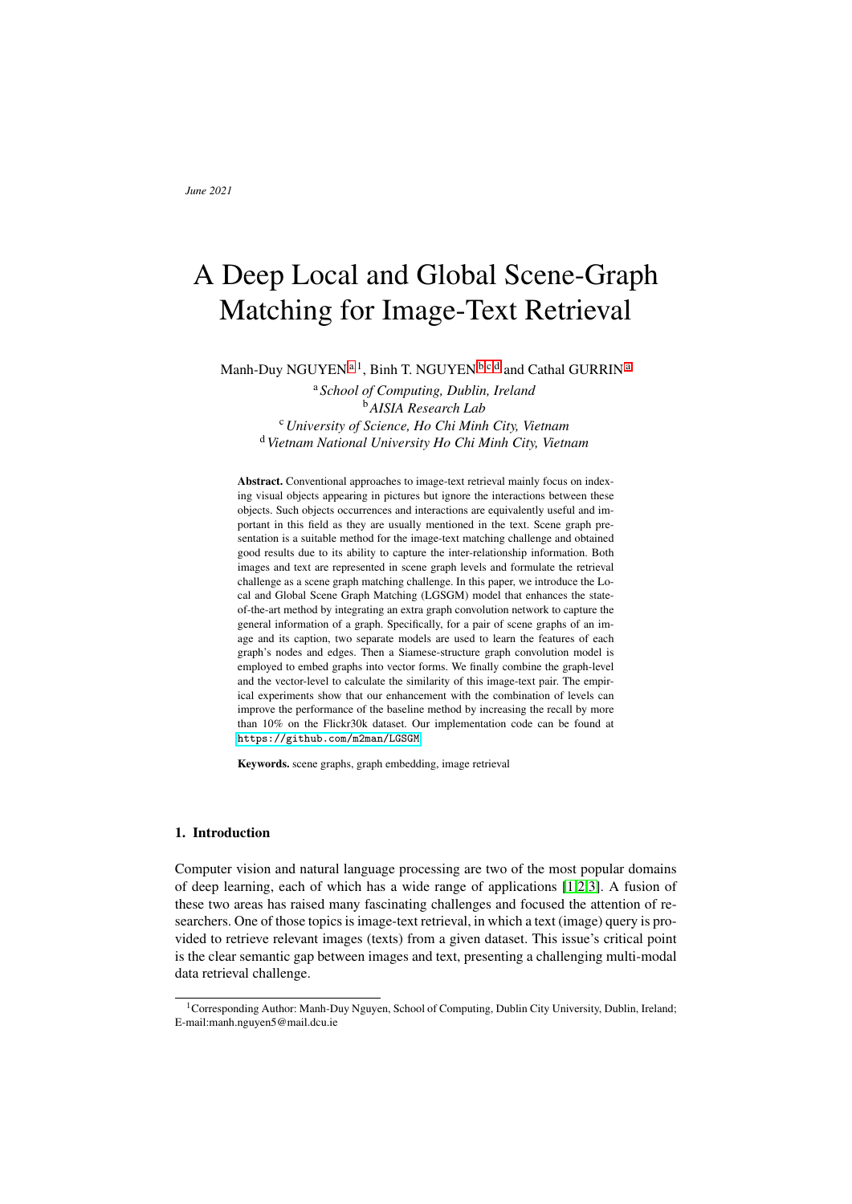June 2021

# A Deep Local and Global Scene-Graph Matching for Image-Text Retrieval

Manh-Duy NGUYEN [a] [1], Binh T. NGUYEN [b] [c] [d] and Cathal GURRIN [a]

[a] *School of Computing, Dublin, Ireland*
[b] *AISIA Research Lab*
[c] *University of Science, Ho Chi Minh City, Vietnam*
[d] *Vietnam National University Ho Chi Minh City, Vietnam*

**Abstract.** Conventional approaches to image-text retrieval mainly focus on indexing visual objects appearing in pictures but ignore the interactions between these objects. Such objects occurrences and interactions are equivalently useful and important in this field as they are usually mentioned in the text. Scene graph presentation is a suitable method for the image-text matching challenge and obtained good results due to its ability to capture the inter-relationship information. Both images and text are represented in scene graph levels and formulate the retrieval challenge as a scene graph matching challenge. In this paper, we introduce the Local and Global Scene Graph Matching (LGSGM) model that enhances the state-of-the-art method by integrating an extra graph convolution network to capture the general information of a graph. Specifically, for a pair of scene graphs of an image and its caption, two separate models are used to learn the features of each graph's nodes and edges. Then a Siamese-structure graph convolution model is employed to embed graphs into vector forms. We finally combine the graph-level and the vector-level to calculate the similarity of this image-text pair. The empirical experiments show that our enhancement with the combination of levels can improve the performance of the baseline method by increasing the recall by more than 10% on the Flickr30k dataset. Our implementation code can be found at https://github.com/m2man/LGSGM.

**Keywords.** scene graphs, graph embedding, image retrieval

## 1. Introduction

Computer vision and natural language processing are two of the most popular domains of deep learning, each of which has a wide range of applications [1,2,3]. A fusion of these two areas has raised many fascinating challenges and focused the attention of researchers. One of those topics is image-text retrieval, in which a text (image) query is provided to retrieve relevant images (texts) from a given dataset. This issue's critical point is the clear semantic gap between images and text, presenting a challenging multi-modal data retrieval challenge.

[1] Corresponding Author: Manh-Duy Nguyen, School of Computing, Dublin City University, Dublin, Ireland; E-mail:manh.nguyen5@mail.dcu.ie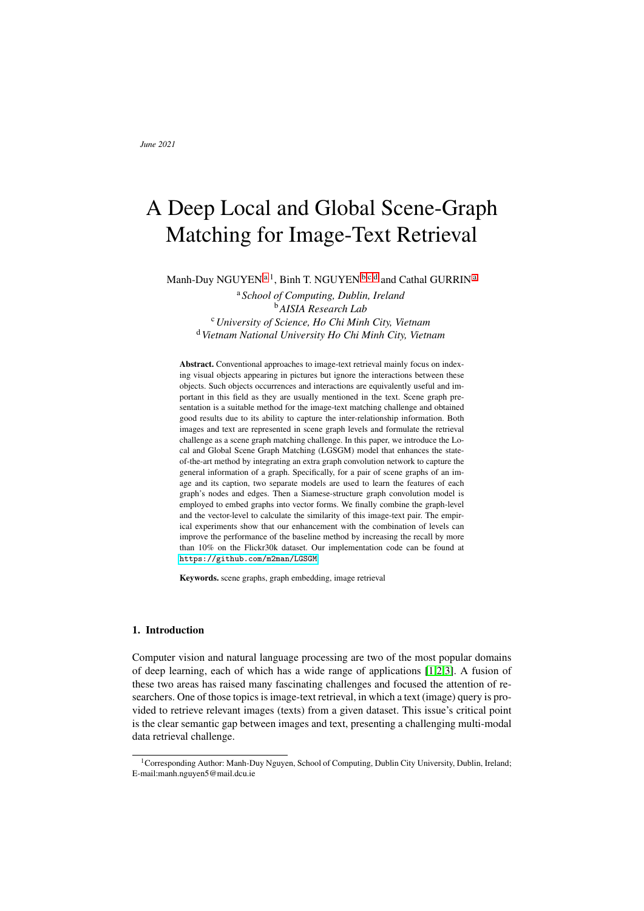June 2021

# A Deep Local and Global Scene-Graph Matching for Image-Text Retrieval

Manh-Duy NGUYEN [a] [1], Binh T. NGUYEN [b] [c] [d] and Cathal GURRIN [a]

[a] *School of Computing, Dublin, Ireland*
[b] *AISIA Research Lab*
[c] *University of Science, Ho Chi Minh City, Vietnam*
[d] *Vietnam National University Ho Chi Minh City, Vietnam*

**Abstract.** Conventional approaches to image-text retrieval mainly focus on indexing visual objects appearing in pictures but ignore the interactions between these objects. Such objects occurrences and interactions are equivalently useful and important in this field as they are usually mentioned in the text. Scene graph presentation is a suitable method for the image-text matching challenge and obtained good results due to its ability to capture the inter-relationship information. Both images and text are represented in scene graph levels and formulate the retrieval challenge as a scene graph matching challenge. In this paper, we introduce the Local and Global Scene Graph Matching (LGSGM) model that enhances the state-of-the-art method by integrating an extra graph convolution network to capture the general information of a graph. Specifically, for a pair of scene graphs of an image and its caption, two separate models are used to learn the features of each graph's nodes and edges. Then a Siamese-structure graph convolution model is employed to embed graphs into vector forms. We finally combine the graph-level and the vector-level to calculate the similarity of this image-text pair. The empirical experiments show that our enhancement with the combination of levels can improve the performance of the baseline method by increasing the recall by more than 10% on the Flickr30k dataset. Our implementation code can be found at `https://github.com/m2man/LGSGM`

**Keywords.** scene graphs, graph embedding, image retrieval

## 1. Introduction

Computer vision and natural language processing are two of the most popular domains of deep learning, each of which has a wide range of applications [1,2,3]. A fusion of these two areas has raised many fascinating challenges and focused the attention of researchers. One of those topics is image-text retrieval, in which a text (image) query is provided to retrieve relevant images (texts) from a given dataset. This issue's critical point is the clear semantic gap between images and text, presenting a challenging multi-modal data retrieval challenge.

[1] Corresponding Author: Manh-Duy Nguyen, School of Computing, Dublin City University, Dublin, Ireland; E-mail:manh.nguyen5@mail.dcu.ie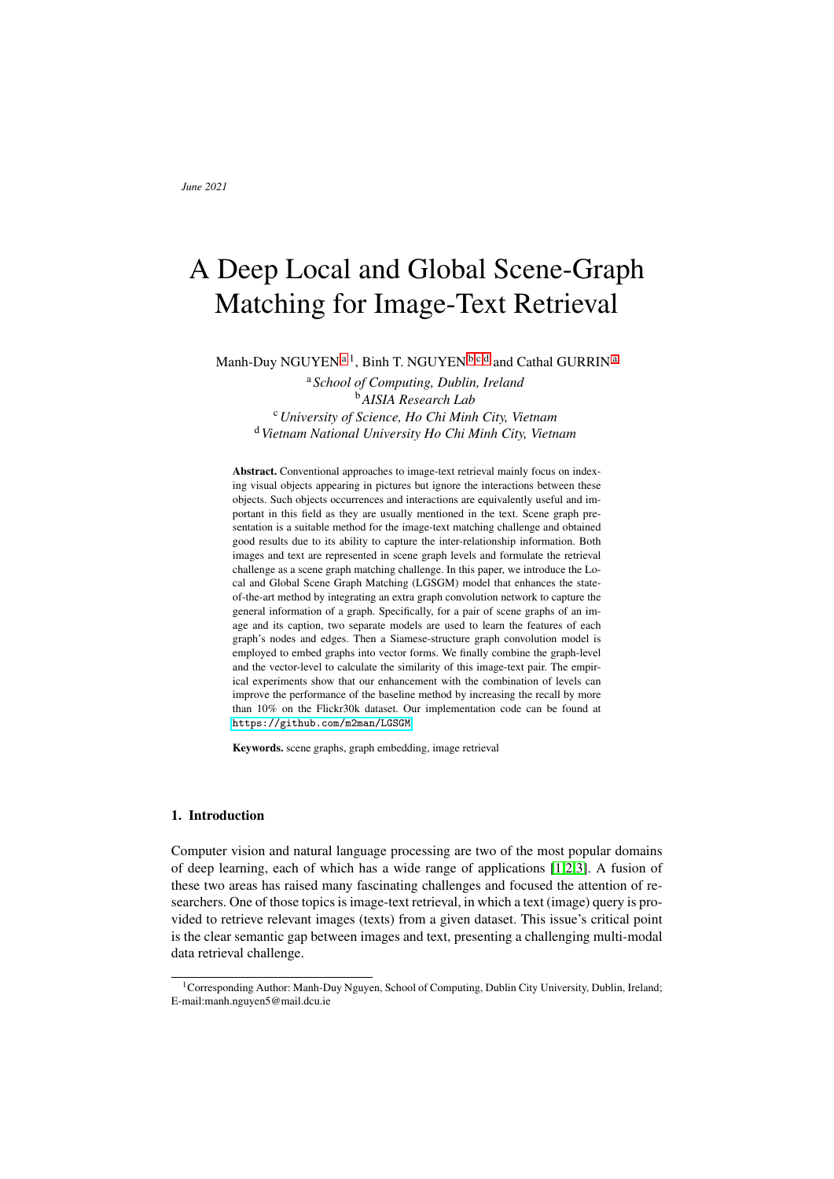*June 2021*

# A Deep Local and Global Scene-Graph Matching for Image-Text Retrieval

Manh-Duy NGUYEN [a] [1], Binh T. NGUYEN [b] [c] [d] and Cathal GURRIN [a]

[a] *School of Computing, Dublin, Ireland*
[b] *AISIA Research Lab*
[c] *University of Science, Ho Chi Minh City, Vietnam*
[d] *Vietnam National University Ho Chi Minh City, Vietnam*

**Abstract.** Conventional approaches to image-text retrieval mainly focus on indexing visual objects appearing in pictures but ignore the interactions between these objects. Such objects occurrences and interactions are equivalently useful and important in this field as they are usually mentioned in the text. Scene graph presentation is a suitable method for the image-text matching challenge and obtained good results due to its ability to capture the inter-relationship information. Both images and text are represented in scene graph levels and formulate the retrieval challenge as a scene graph matching challenge. In this paper, we introduce the Local and Global Scene Graph Matching (LGSGM) model that enhances the state-of-the-art method by integrating an extra graph convolution network to capture the general information of a graph. Specifically, for a pair of scene graphs of an image and its caption, two separate models are used to learn the features of each graph's nodes and edges. Then a Siamese-structure graph convolution model is employed to embed graphs into vector forms. We finally combine the graph-level and the vector-level to calculate the similarity of this image-text pair. The empirical experiments show that our enhancement with the combination of levels can improve the performance of the baseline method by increasing the recall by more than 10% on the Flickr30k dataset. Our implementation code can be found at `https://github.com/m2man/LGSGM`

**Keywords.** scene graphs, graph embedding, image retrieval

## 1. Introduction

Computer vision and natural language processing are two of the most popular domains of deep learning, each of which has a wide range of applications [1,2,3]. A fusion of these two areas has raised many fascinating challenges and focused the attention of researchers. One of those topics is image-text retrieval, in which a text (image) query is provided to retrieve relevant images (texts) from a given dataset. This issue's critical point is the clear semantic gap between images and text, presenting a challenging multi-modal data retrieval challenge.

[1] Corresponding Author: Manh-Duy Nguyen, School of Computing, Dublin City University, Dublin, Ireland; E-mail:manh.nguyen5@mail.dcu.ie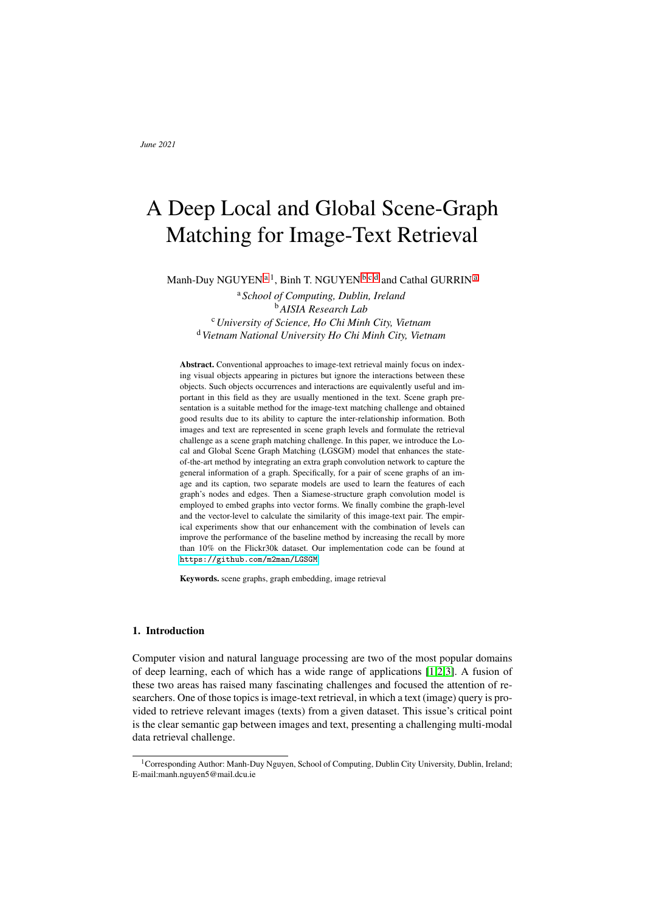June 2021

# A Deep Local and Global Scene-Graph Matching for Image-Text Retrieval

Manh-Duy NGUYEN [a] [1], Binh T. NGUYEN [b] [c] [d] and Cathal GURRIN [a]

[a] *School of Computing, Dublin, Ireland*
[b] *AISIA Research Lab*
[c] *University of Science, Ho Chi Minh City, Vietnam*
[d] *Vietnam National University Ho Chi Minh City, Vietnam*

**Abstract.** Conventional approaches to image-text retrieval mainly focus on indexing visual objects appearing in pictures but ignore the interactions between these objects. Such objects occurrences and interactions are equivalently useful and important in this field as they are usually mentioned in the text. Scene graph presentation is a suitable method for the image-text matching challenge and obtained good results due to its ability to capture the inter-relationship information. Both images and text are represented in scene graph levels and formulate the retrieval challenge as a scene graph matching challenge. In this paper, we introduce the Local and Global Scene Graph Matching (LGSGM) model that enhances the state-of-the-art method by integrating an extra graph convolution network to capture the general information of a graph. Specifically, for a pair of scene graphs of an image and its caption, two separate models are used to learn the features of each graph's nodes and edges. Then a Siamese-structure graph convolution model is employed to embed graphs into vector forms. We finally combine the graph-level and the vector-level to calculate the similarity of this image-text pair. The empirical experiments show that our enhancement with the combination of levels can improve the performance of the baseline method by increasing the recall by more than 10% on the Flickr30k dataset. Our implementation code can be found at https://github.com/m2man/LGSGM.

**Keywords.** scene graphs, graph embedding, image retrieval

## 1. Introduction

Computer vision and natural language processing are two of the most popular domains of deep learning, each of which has a wide range of applications [1,2,3]. A fusion of these two areas has raised many fascinating challenges and focused the attention of researchers. One of those topics is image-text retrieval, in which a text (image) query is provided to retrieve relevant images (texts) from a given dataset. This issue's critical point is the clear semantic gap between images and text, presenting a challenging multi-modal data retrieval challenge.

[1] Corresponding Author: Manh-Duy Nguyen, School of Computing, Dublin City University, Dublin, Ireland; E-mail:manh.nguyen5@mail.dcu.ie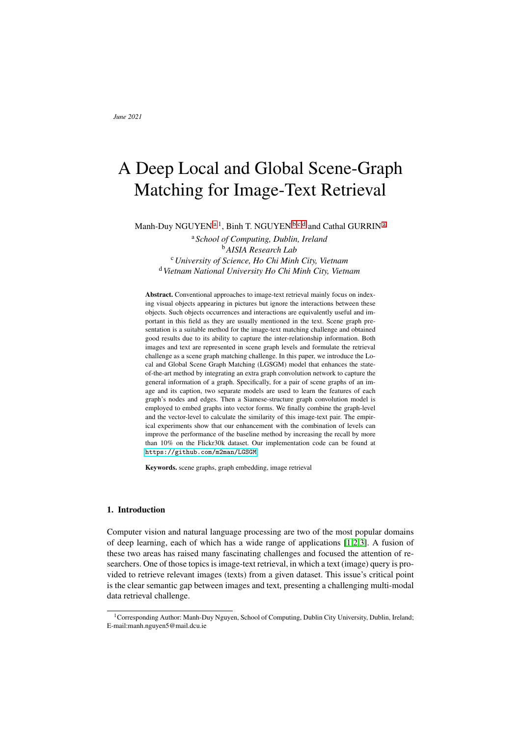June 2021

# A Deep Local and Global Scene-Graph Matching for Image-Text Retrieval

Manh-Duy NGUYEN [a] [1], Binh T. NGUYEN [b] [c] [d] and Cathal GURRIN [a]

[a] *School of Computing, Dublin, Ireland*
[b] *AISIA Research Lab*
[c] *University of Science, Ho Chi Minh City, Vietnam*
[d] *Vietnam National University Ho Chi Minh City, Vietnam*

**Abstract.** Conventional approaches to image-text retrieval mainly focus on indexing visual objects appearing in pictures but ignore the interactions between these objects. Such objects occurrences and interactions are equivalently useful and important in this field as they are usually mentioned in the text. Scene graph presentation is a suitable method for the image-text matching challenge and obtained good results due to its ability to capture the inter-relationship information. Both images and text are represented in scene graph levels and formulate the retrieval challenge as a scene graph matching challenge. In this paper, we introduce the Local and Global Scene Graph Matching (LGSGM) model that enhances the state-of-the-art method by integrating an extra graph convolution network to capture the general information of a graph. Specifically, for a pair of scene graphs of an image and its caption, two separate models are used to learn the features of each graph's nodes and edges. Then a Siamese-structure graph convolution model is employed to embed graphs into vector forms. We finally combine the graph-level and the vector-level to calculate the similarity of this image-text pair. The empirical experiments show that our enhancement with the combination of levels can improve the performance of the baseline method by increasing the recall by more than 10% on the Flickr30k dataset. Our implementation code can be found at https://github.com/m2man/LGSGM.

**Keywords.** scene graphs, graph embedding, image retrieval

## 1. Introduction

Computer vision and natural language processing are two of the most popular domains of deep learning, each of which has a wide range of applications [1,2,3]. A fusion of these two areas has raised many fascinating challenges and focused the attention of researchers. One of those topics is image-text retrieval, in which a text (image) query is provided to retrieve relevant images (texts) from a given dataset. This issue's critical point is the clear semantic gap between images and text, presenting a challenging multi-modal data retrieval challenge.

[1] Corresponding Author: Manh-Duy Nguyen, School of Computing, Dublin City University, Dublin, Ireland; E-mail:manh.nguyen5@mail.dcu.ie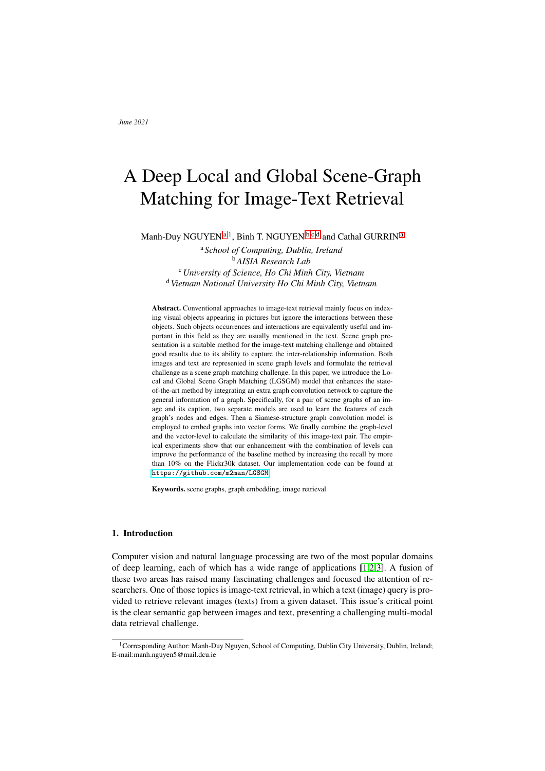June 2021

# A Deep Local and Global Scene-Graph Matching for Image-Text Retrieval

Manh-Duy NGUYEN [a] [1], Binh T. NGUYEN [b] [c] [d] and Cathal GURRIN [a]

[a] *School of Computing, Dublin, Ireland*
[b] *AISIA Research Lab*
[c] *University of Science, Ho Chi Minh City, Vietnam*
[d] *Vietnam National University Ho Chi Minh City, Vietnam*

**Abstract.** Conventional approaches to image-text retrieval mainly focus on indexing visual objects appearing in pictures but ignore the interactions between these objects. Such objects occurrences and interactions are equivalently useful and important in this field as they are usually mentioned in the text. Scene graph presentation is a suitable method for the image-text matching challenge and obtained good results due to its ability to capture the inter-relationship information. Both images and text are represented in scene graph levels and formulate the retrieval challenge as a scene graph matching challenge. In this paper, we introduce the Local and Global Scene Graph Matching (LGSGM) model that enhances the state-of-the-art method by integrating an extra graph convolution network to capture the general information of a graph. Specifically, for a pair of scene graphs of an image and its caption, two separate models are used to learn the features of each graph's nodes and edges. Then a Siamese-structure graph convolution model is employed to embed graphs into vector forms. We finally combine the graph-level and the vector-level to calculate the similarity of this image-text pair. The empirical experiments show that our enhancement with the combination of levels can improve the performance of the baseline method by increasing the recall by more than 10% on the Flickr30k dataset. Our implementation code can be found at https://github.com/m2man/LGSGM.

**Keywords.** scene graphs, graph embedding, image retrieval

## 1. Introduction

Computer vision and natural language processing are two of the most popular domains of deep learning, each of which has a wide range of applications [1,2,3]. A fusion of these two areas has raised many fascinating challenges and focused the attention of researchers. One of those topics is image-text retrieval, in which a text (image) query is provided to retrieve relevant images (texts) from a given dataset. This issue's critical point is the clear semantic gap between images and text, presenting a challenging multi-modal data retrieval challenge.

[1] Corresponding Author: Manh-Duy Nguyen, School of Computing, Dublin City University, Dublin, Ireland; E-mail:manh.nguyen5@mail.dcu.ie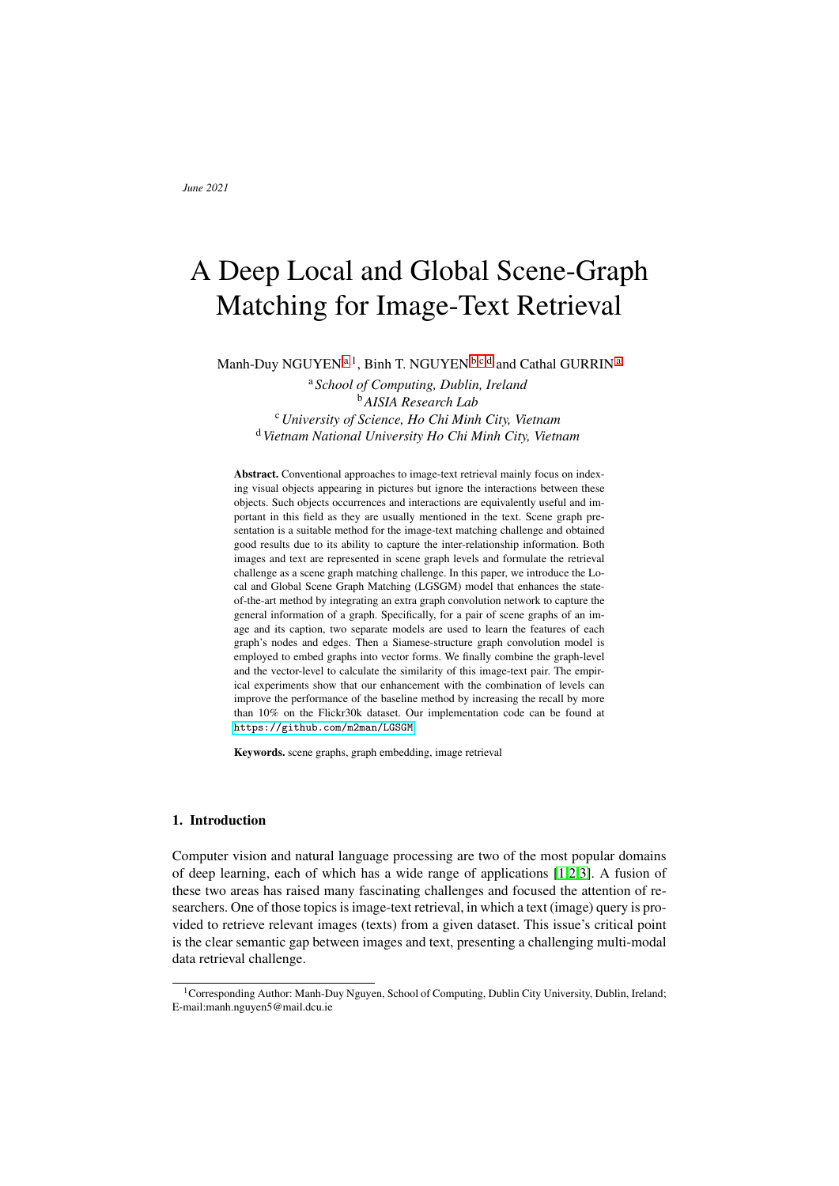June 2021

# A Deep Local and Global Scene-Graph Matching for Image-Text Retrieval

Manh-Duy NGUYEN [a] [1], Binh T. NGUYEN [b] [c] [d] and Cathal GURRIN [a]

[a] *School of Computing, Dublin, Ireland*
[b] *AISIA Research Lab*
[c] *University of Science, Ho Chi Minh City, Vietnam*
[d] *Vietnam National University Ho Chi Minh City, Vietnam*

**Abstract.** Conventional approaches to image-text retrieval mainly focus on indexing visual objects appearing in pictures but ignore the interactions between these objects. Such objects occurrences and interactions are equivalently useful and important in this field as they are usually mentioned in the text. Scene graph presentation is a suitable method for the image-text matching challenge and obtained good results due to its ability to capture the inter-relationship information. Both images and text are represented in scene graph levels and formulate the retrieval challenge as a scene graph matching challenge. In this paper, we introduce the Local and Global Scene Graph Matching (LGSGM) model that enhances the state-of-the-art method by integrating an extra graph convolution network to capture the general information of a graph. Specifically, for a pair of scene graphs of an image and its caption, two separate models are used to learn the features of each graph's nodes and edges. Then a Siamese-structure graph convolution model is employed to embed graphs into vector forms. We finally combine the graph-level and the vector-level to calculate the similarity of this image-text pair. The empirical experiments show that our enhancement with the combination of levels can improve the performance of the baseline method by increasing the recall by more than 10% on the Flickr30k dataset. Our implementation code can be found at https://github.com/m2man/LGSGM.

**Keywords.** scene graphs, graph embedding, image retrieval

## 1. Introduction

Computer vision and natural language processing are two of the most popular domains of deep learning, each of which has a wide range of applications [1,2,3]. A fusion of these two areas has raised many fascinating challenges and focused the attention of researchers. One of those topics is image-text retrieval, in which a text (image) query is provided to retrieve relevant images (texts) from a given dataset. This issue's critical point is the clear semantic gap between images and text, presenting a challenging multi-modal data retrieval challenge.

[1] Corresponding Author: Manh-Duy Nguyen, School of Computing, Dublin City University, Dublin, Ireland; E-mail:manh.nguyen5@mail.dcu.ie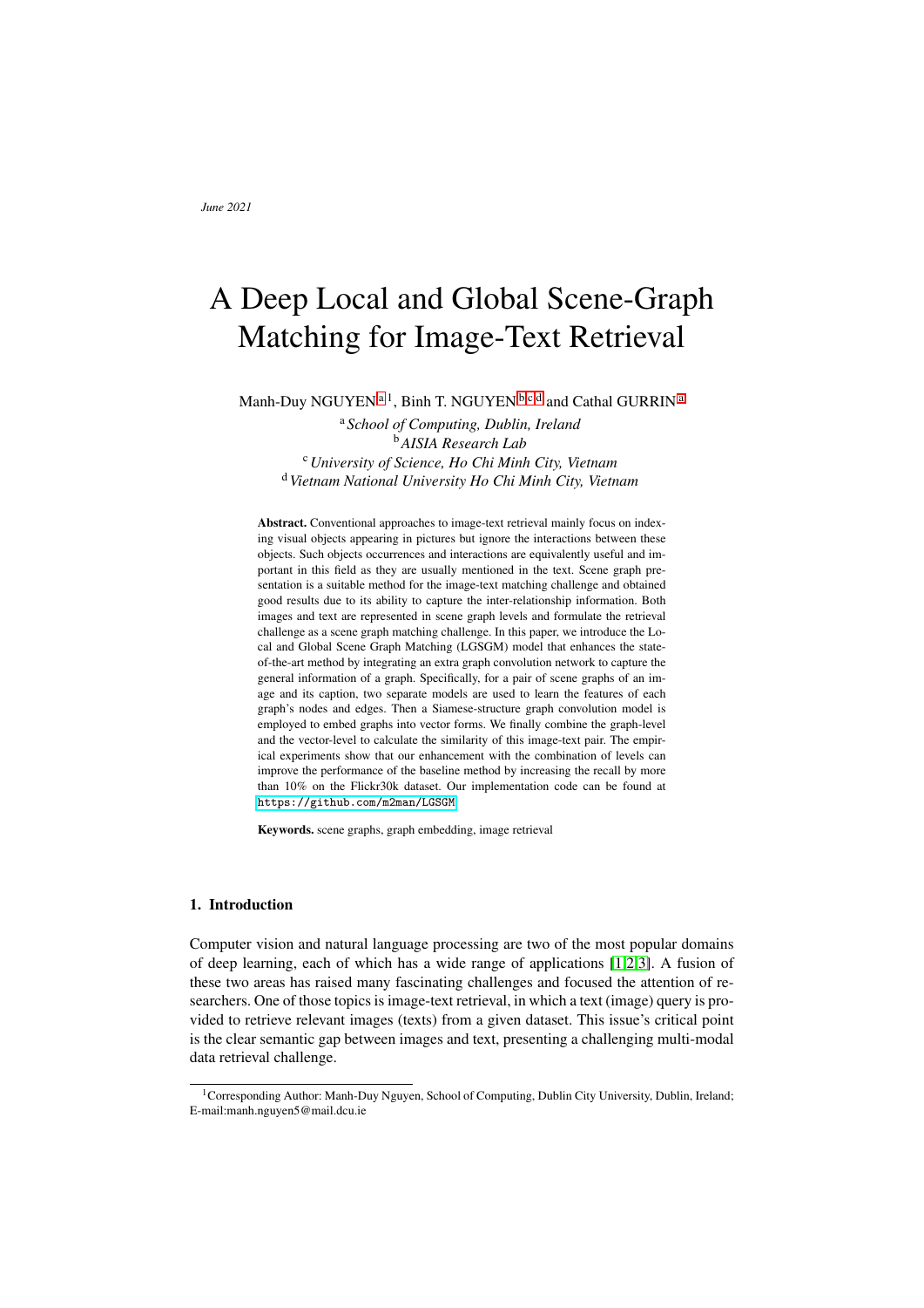June 2021

# A Deep Local and Global Scene-Graph Matching for Image-Text Retrieval

Manh-Duy NGUYEN [a] [1], Binh T. NGUYEN [b] [c] [d] and Cathal GURRIN [a]

[a] *School of Computing, Dublin, Ireland*
[b] *AISIA Research Lab*
[c] *University of Science, Ho Chi Minh City, Vietnam*
[d] *Vietnam National University Ho Chi Minh City, Vietnam*

**Abstract.** Conventional approaches to image-text retrieval mainly focus on indexing visual objects appearing in pictures but ignore the interactions between these objects. Such objects occurrences and interactions are equivalently useful and important in this field as they are usually mentioned in the text. Scene graph presentation is a suitable method for the image-text matching challenge and obtained good results due to its ability to capture the inter-relationship information. Both images and text are represented in scene graph levels and formulate the retrieval challenge as a scene graph matching challenge. In this paper, we introduce the Local and Global Scene Graph Matching (LGSGM) model that enhances the state-of-the-art method by integrating an extra graph convolution network to capture the general information of a graph. Specifically, for a pair of scene graphs of an image and its caption, two separate models are used to learn the features of each graph's nodes and edges. Then a Siamese-structure graph convolution model is employed to embed graphs into vector forms. We finally combine the graph-level and the vector-level to calculate the similarity of this image-text pair. The empirical experiments show that our enhancement with the combination of levels can improve the performance of the baseline method by increasing the recall by more than 10% on the Flickr30k dataset. Our implementation code can be found at `https://github.com/m2man/LGSGM`

**Keywords.** scene graphs, graph embedding, image retrieval

## 1. Introduction

Computer vision and natural language processing are two of the most popular domains of deep learning, each of which has a wide range of applications [1,2,3]. A fusion of these two areas has raised many fascinating challenges and focused the attention of researchers. One of those topics is image-text retrieval, in which a text (image) query is provided to retrieve relevant images (texts) from a given dataset. This issue's critical point is the clear semantic gap between images and text, presenting a challenging multi-modal data retrieval challenge.

[1] Corresponding Author: Manh-Duy Nguyen, School of Computing, Dublin City University, Dublin, Ireland; E-mail:manh.nguyen5@mail.dcu.ie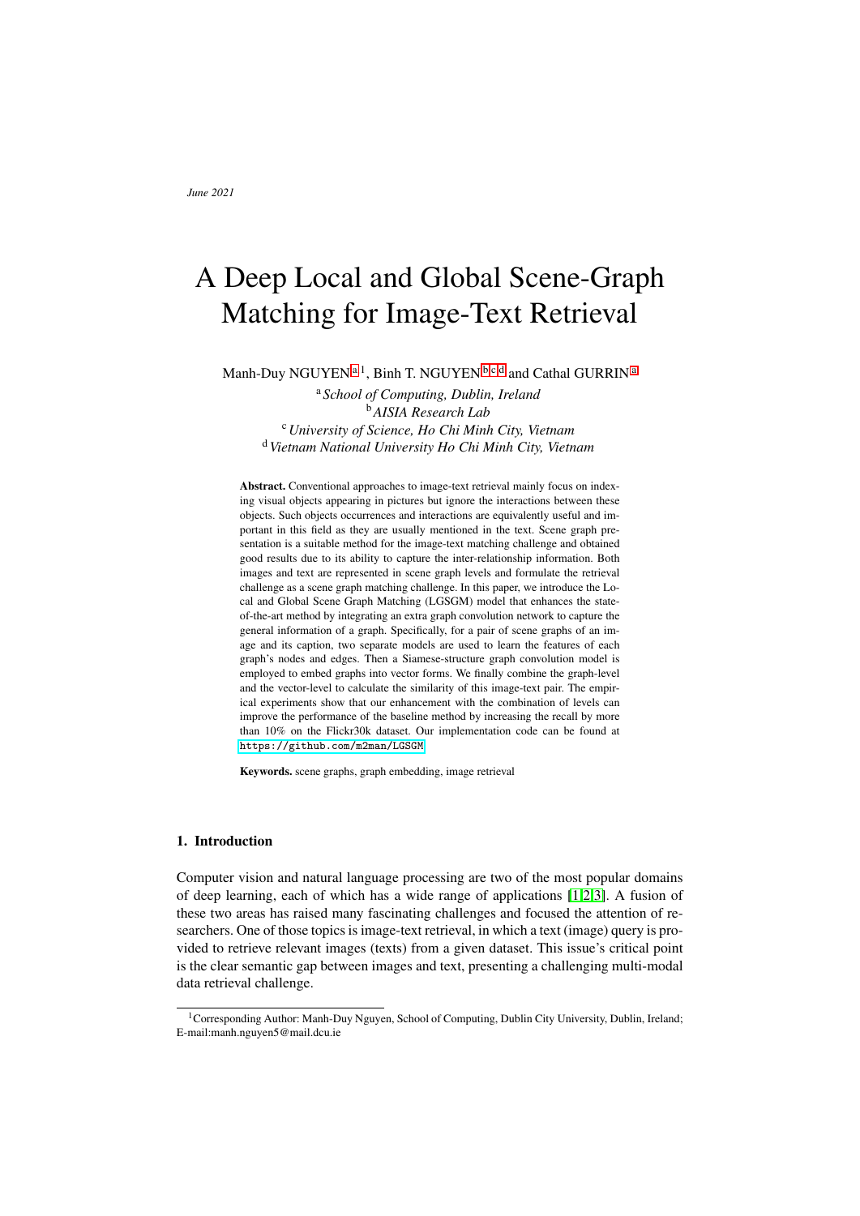June 2021

# A Deep Local and Global Scene-Graph Matching for Image-Text Retrieval

Manh-Duy NGUYEN [a,1], Binh T. NGUYEN [b,c,d] and Cathal GURRIN [a]

[a] *School of Computing, Dublin, Ireland*
[b] *AISIA Research Lab*
[c] *University of Science, Ho Chi Minh City, Vietnam*
[d] *Vietnam National University Ho Chi Minh City, Vietnam*

**Abstract.** Conventional approaches to image-text retrieval mainly focus on indexing visual objects appearing in pictures but ignore the interactions between these objects. Such objects occurrences and interactions are equivalently useful and important in this field as they are usually mentioned in the text. Scene graph presentation is a suitable method for the image-text matching challenge and obtained good results due to its ability to capture the inter-relationship information. Both images and text are represented in scene graph levels and formulate the retrieval challenge as a scene graph matching challenge. In this paper, we introduce the Local and Global Scene Graph Matching (LGSGM) model that enhances the state-of-the-art method by integrating an extra graph convolution network to capture the general information of a graph. Specifically, for a pair of scene graphs of an image and its caption, two separate models are used to learn the features of each graph's nodes and edges. Then a Siamese-structure graph convolution model is employed to embed graphs into vector forms. We finally combine the graph-level and the vector-level to calculate the similarity of this image-text pair. The empirical experiments show that our enhancement with the combination of levels can improve the performance of the baseline method by increasing the recall by more than 10% on the Flickr30k dataset. Our implementation code can be found at `https://github.com/m2man/LGSGM`

**Keywords.** scene graphs, graph embedding, image retrieval

## 1. Introduction

Computer vision and natural language processing are two of the most popular domains of deep learning, each of which has a wide range of applications [1,2,3]. A fusion of these two areas has raised many fascinating challenges and focused the attention of researchers. One of those topics is image-text retrieval, in which a text (image) query is provided to retrieve relevant images (texts) from a given dataset. This issue's critical point is the clear semantic gap between images and text, presenting a challenging multi-modal data retrieval challenge.

[1]Corresponding Author: Manh-Duy Nguyen, School of Computing, Dublin City University, Dublin, Ireland; E-mail:manh.nguyen5@mail.dcu.ie